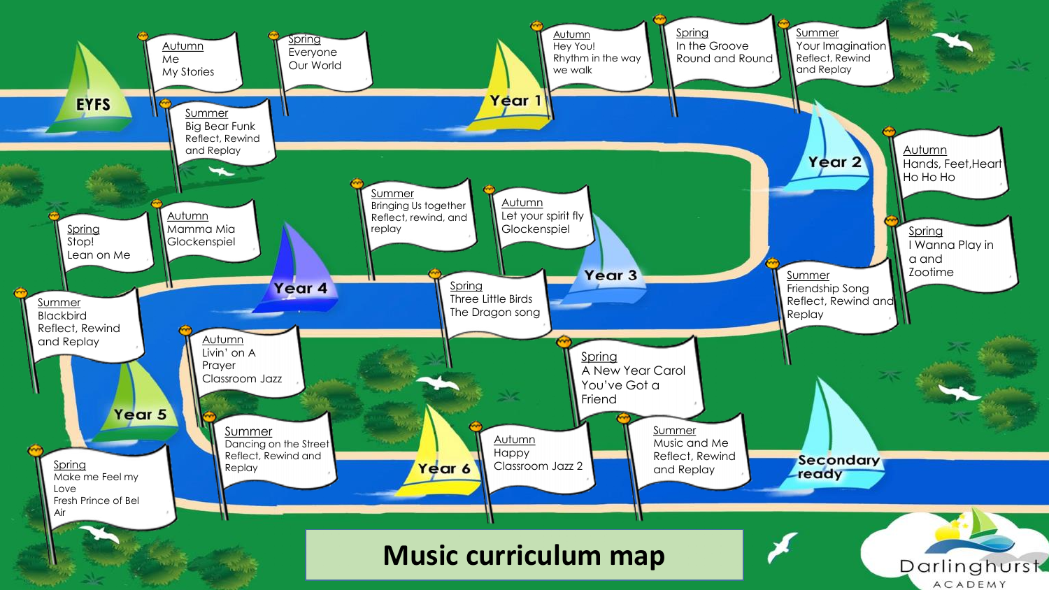# Music curriculum map

## EYFS

- **Autumn**: Me, My Stories
- **Spring**: Everyone, Our World
- **Summer**: Big Bear Funk, Reflect, Rewind and Replay

## Year 1

- **Autumn**: Hey You!, Rhythm in the way we walk
- **Spring**: In the Groove, Round and Round
- **Summer**: Your Imagination, Reflect, Rewind and Replay

## Year 2

- **Autumn**: Hands, Feet, Heart, Ho Ho Ho
- **Spring**: I Wanna Play in a and Zootime
- **Summer**: Friendship Song, Reflect, Rewind and Replay

## Year 3

- **Autumn**: Let your spirit fly, Glockenspiel
- **Spring**: Three Little Birds, The Dragon song
- **Summer**: Bringing Us together, Reflect, rewind, and replay

## Year 4

- **Autumn**: Mamma Mia, Glockenspiel
- **Spring**: Stop!, Lean on Me
- **Summer**: Blackbird, Reflect, Rewind and Replay

## Year 5

- **Autumn**: Livin' on A Prayer, Classroom Jazz
- **Spring**: Make me Feel my Love, Fresh Prince of Bel Air
- **Summer**: Dancing on the Street, Reflect, Rewind and Replay

## Year 6

- **Autumn**: Happy, Classroom Jazz 2
- **Spring**: A New Year Carol, You've Got a Friend
- **Summer**: Music and Me, Reflect, Rewind and Replay

## Secondary ready

Darlinghurst ACADEMY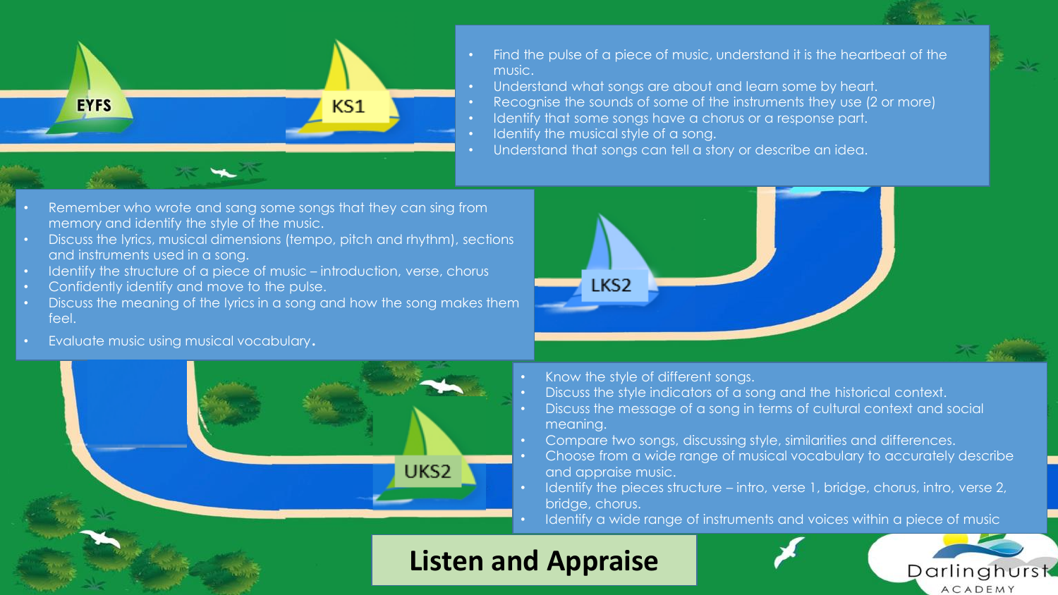# Listen and Appraise

EYFS

KS1

- Find the pulse of a piece of music, understand it is the heartbeat of the music.
- Understand what songs are about and learn some by heart.
- Recognise the sounds of some of the instruments they use (2 or more)
- Identify that some songs have a chorus or a response part.
- Identify the musical style of a song.
- Understand that songs can tell a story or describe an idea.

LKS2

- Remember who wrote and sang some songs that they can sing from memory and identify the style of the music.
- Discuss the lyrics, musical dimensions (tempo, pitch and rhythm), sections and instruments used in a song.
- Identify the structure of a piece of music – introduction, verse, chorus
- Confidently identify and move to the pulse.
- Discuss the meaning of the lyrics in a song and how the song makes them feel.
- Evaluate music using musical vocabulary.

UKS2

- Know the style of different songs.
- Discuss the style indicators of a song and the historical context.
- Discuss the message of a song in terms of cultural context and social meaning.
- Compare two songs, discussing style, similarities and differences.
- Choose from a wide range of musical vocabulary to accurately describe and appraise music.
- Identify the pieces structure – intro, verse 1, bridge, chorus, intro, verse 2, bridge, chorus.
- Identify a wide range of instruments and voices within a piece of music

Darlinghurst ACADEMY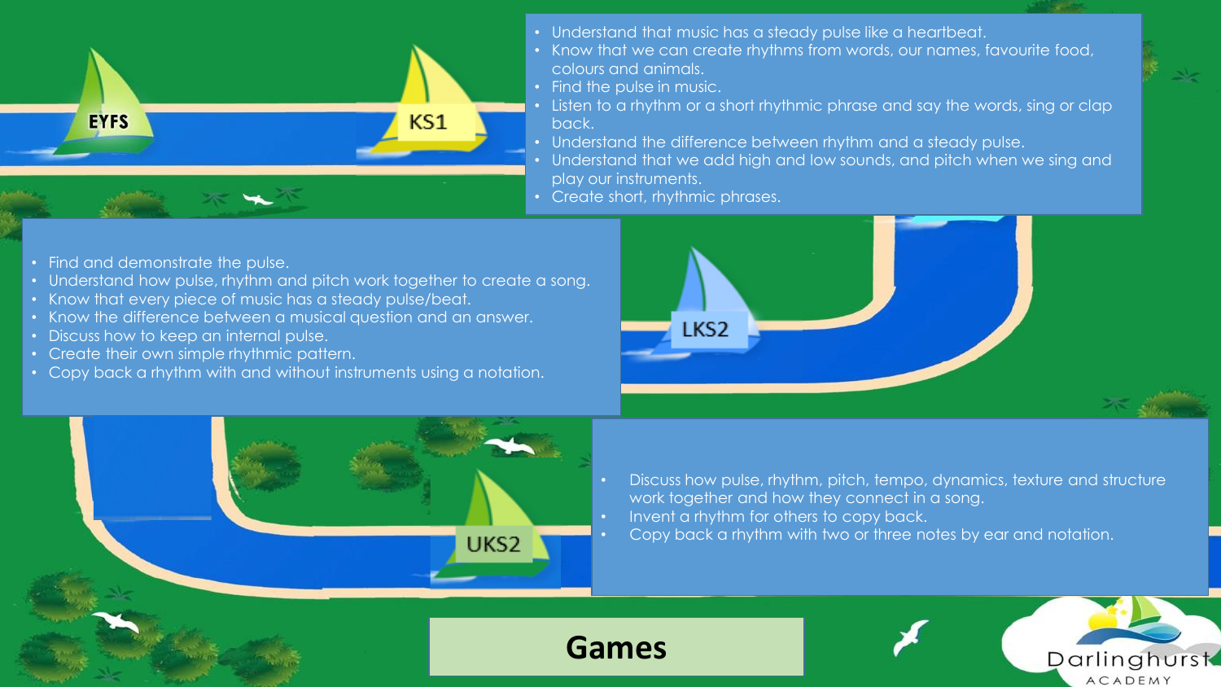## EYFS

## KS1

- Understand that music has a steady pulse like a heartbeat.
- Know that we can create rhythms from words, our names, favourite food, colours and animals.
- Find the pulse in music.
- Listen to a rhythm or a short rhythmic phrase and say the words, sing or clap back.
- Understand the difference between rhythm and a steady pulse.
- Understand that we add high and low sounds, and pitch when we sing and play our instruments.
- Create short, rhythmic phrases.

## LKS2

- Find and demonstrate the pulse.
- Understand how pulse, rhythm and pitch work together to create a song.
- Know that every piece of music has a steady pulse/beat.
- Know the difference between a musical question and an answer.
- Discuss how to keep an internal pulse.
- Create their own simple rhythmic pattern.
- Copy back a rhythm with and without instruments using a notation.

## UKS2

- Discuss how pulse, rhythm, pitch, tempo, dynamics, texture and structure work together and how they connect in a song.
- Invent a rhythm for others to copy back.
- Copy back a rhythm with two or three notes by ear and notation.

# Games

Darlinghurst ACADEMY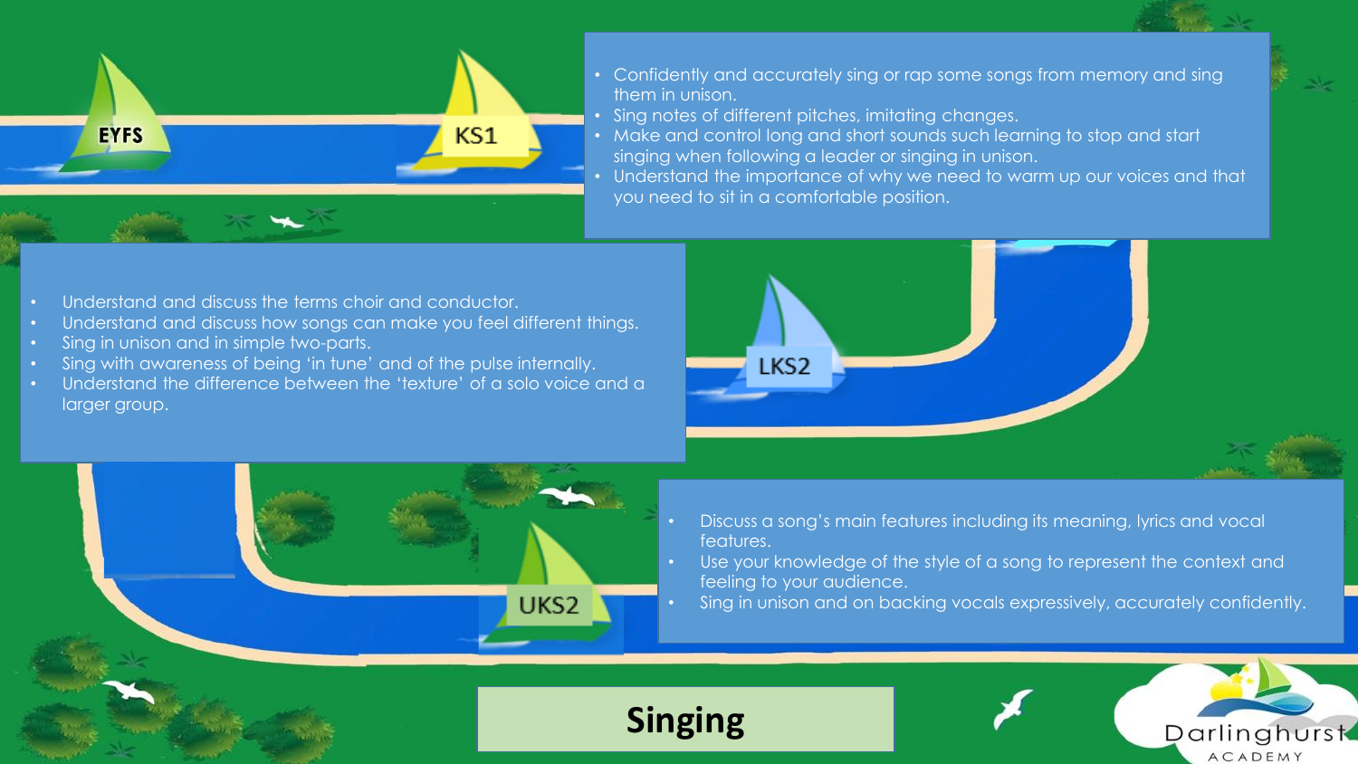# Singing

**EYFS**

**KS1**

- Confidently and accurately sing or rap some songs from memory and sing them in unison.
- Sing notes of different pitches, imitating changes.
- Make and control long and short sounds such learning to stop and start singing when following a leader or singing in unison.
- Understand the importance of why we need to warm up our voices and that you need to sit in a comfortable position.

**LKS2**

- Understand and discuss the terms choir and conductor.
- Understand and discuss how songs can make you feel different things.
- Sing in unison and in simple two-parts.
- Sing with awareness of being 'in tune' and of the pulse internally.
- Understand the difference between the 'texture' of a solo voice and a larger group.

**UKS2**

- Discuss a song's main features including its meaning, lyrics and vocal features.
- Use your knowledge of the style of a song to represent the context and feeling to your audience.
- Sing in unison and on backing vocals expressively, accurately confidently.

Darlinghurst ACADEMY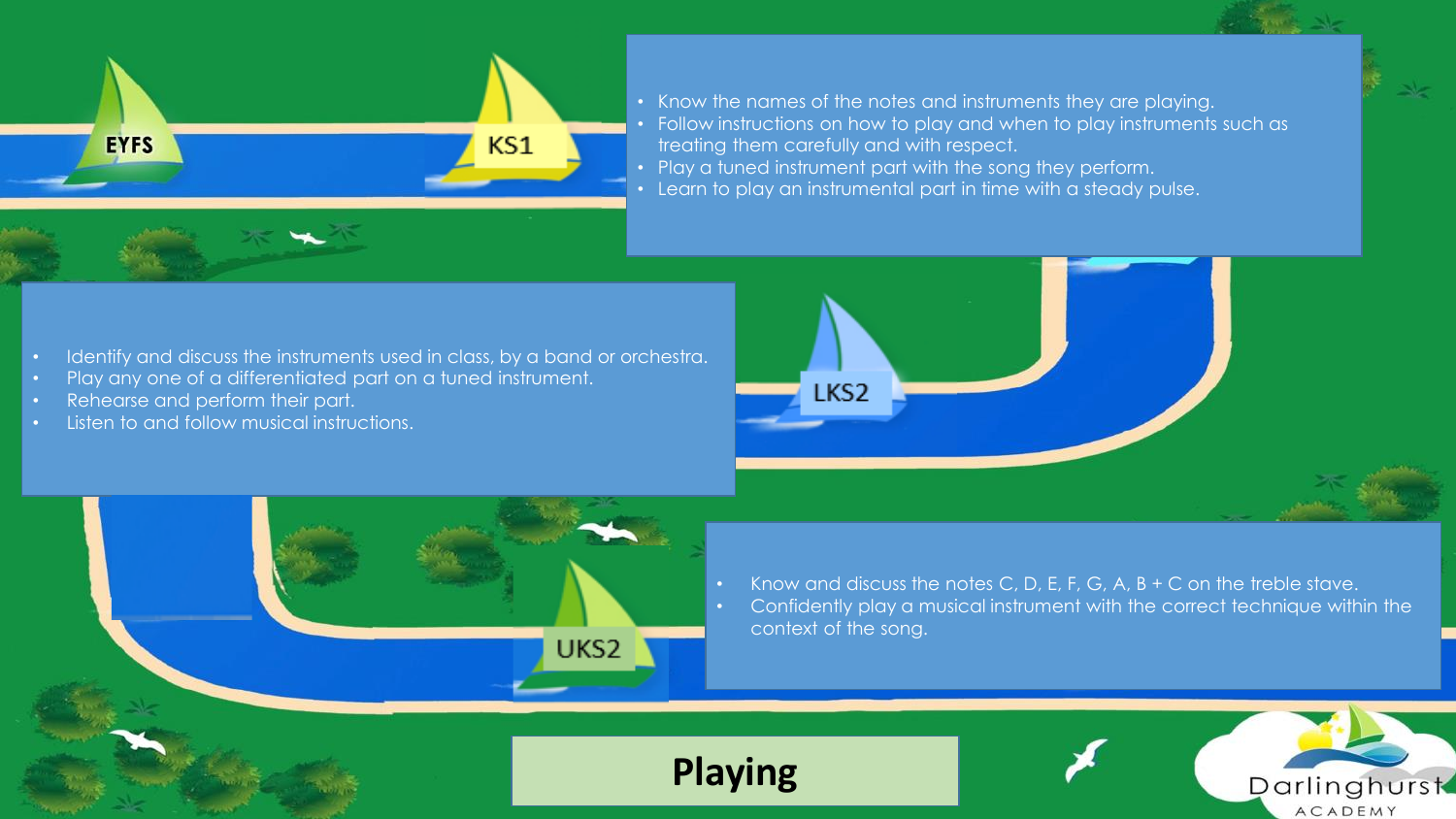# Playing

EYFS

KS1

- Know the names of the notes and instruments they are playing.
- Follow instructions on how to play and when to play instruments such as treating them carefully and with respect.
- Play a tuned instrument part with the song they perform.
- Learn to play an instrumental part in time with a steady pulse.

LKS2

- Identify and discuss the instruments used in class, by a band or orchestra.
- Play any one of a differentiated part on a tuned instrument.
- Rehearse and perform their part.
- Listen to and follow musical instructions.

UKS2

- Know and discuss the notes C, D, E, F, G, A, B + C on the treble stave.
- Confidently play a musical instrument with the correct technique within the context of the song.

Darlinghurst Academy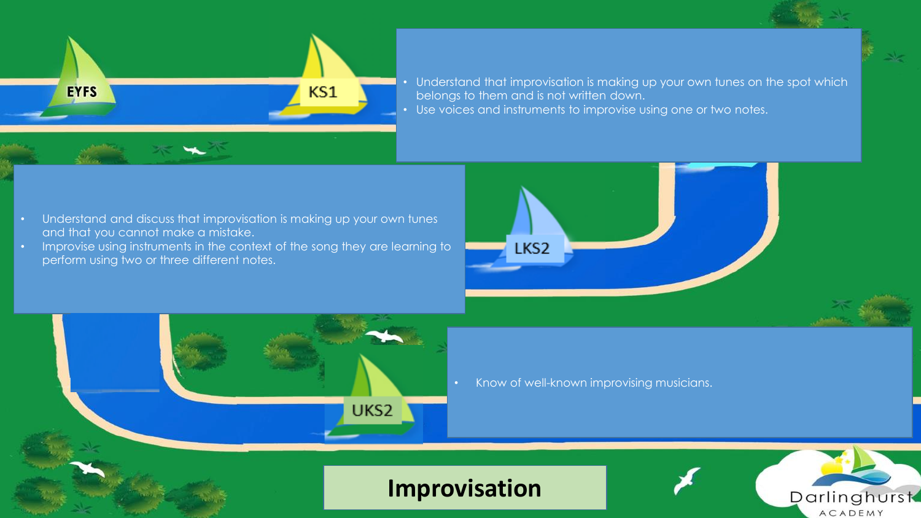# Improvisation

EYFS

KS1

- Understand that improvisation is making up your own tunes on the spot which belongs to them and is not written down.
- Use voices and instruments to improvise using one or two notes.

LKS2

- Understand and discuss that improvisation is making up your own tunes and that you cannot make a mistake.
- Improvise using instruments in the context of the song they are learning to perform using two or three different notes.

UKS2

- Know of well-known improvising musicians.

Darlinghurst Academy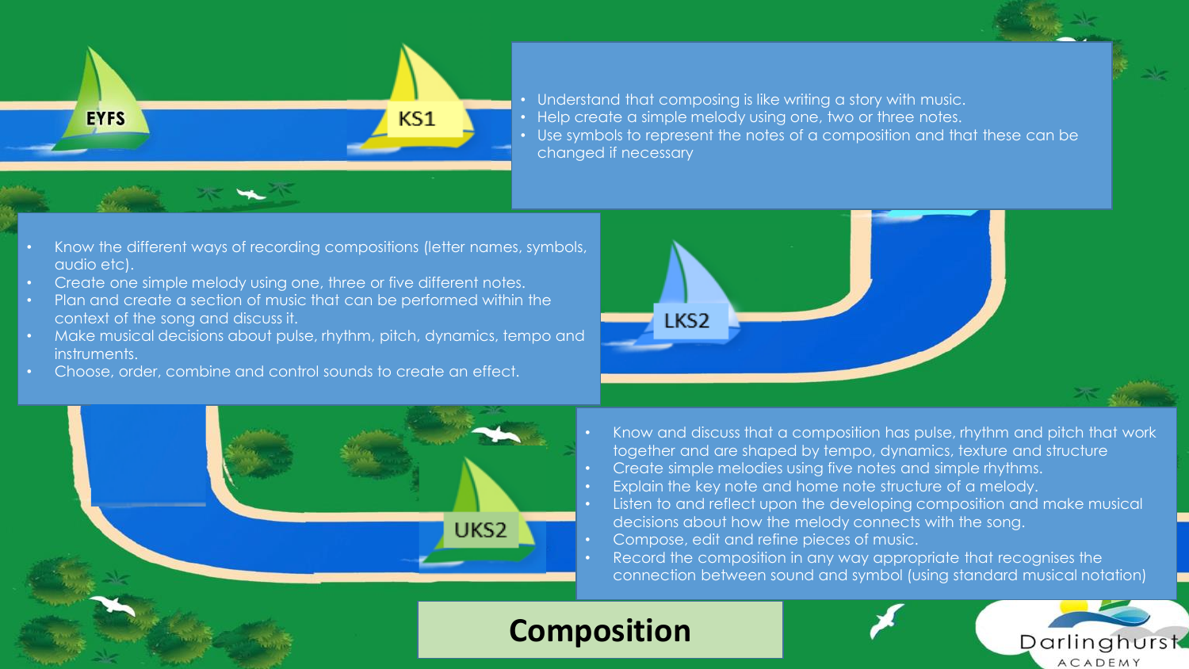# Composition

## EYFS

## KS1

- Understand that composing is like writing a story with music.
- Help create a simple melody using one, two or three notes.
- Use symbols to represent the notes of a composition and that these can be changed if necessary

## LKS2

- Know the different ways of recording compositions (letter names, symbols, audio etc).
- Create one simple melody using one, three or five different notes.
- Plan and create a section of music that can be performed within the context of the song and discuss it.
- Make musical decisions about pulse, rhythm, pitch, dynamics, tempo and instruments.
- Choose, order, combine and control sounds to create an effect.

## UKS2

- Know and discuss that a composition has pulse, rhythm and pitch that work together and are shaped by tempo, dynamics, texture and structure
- Create simple melodies using five notes and simple rhythms.
- Explain the key note and home note structure of a melody.
- Listen to and reflect upon the developing composition and make musical decisions about how the melody connects with the song.
- Compose, edit and refine pieces of music.
- Record the composition in any way appropriate that recognises the connection between sound and symbol (using standard musical notation)

Darlinghurst ACADEMY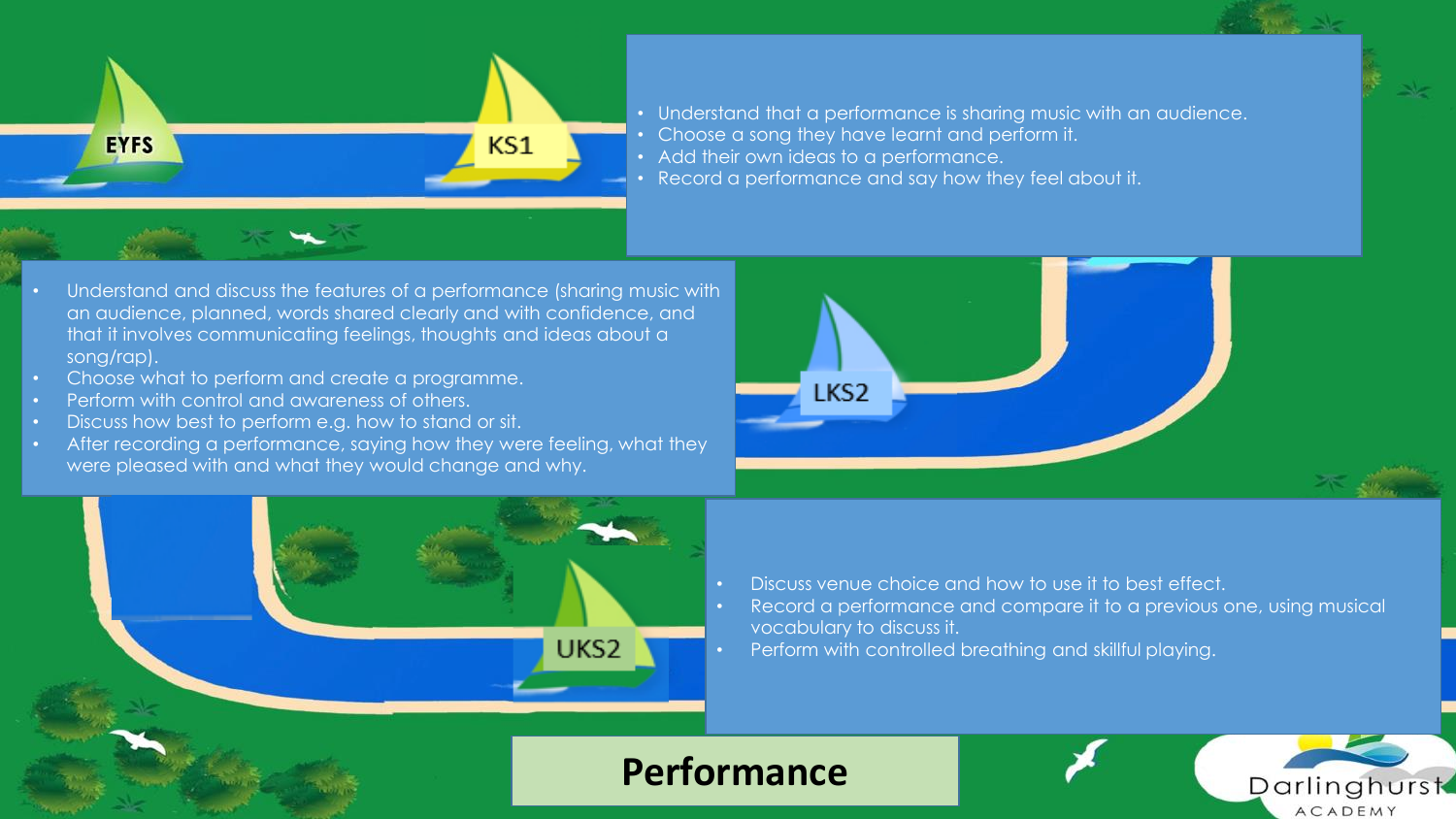# Performance

### EYFS

### KS1

- Understand that a performance is sharing music with an audience.
- Choose a song they have learnt and perform it.
- Add their own ideas to a performance.
- Record a performance and say how they feel about it.

### LKS2

- Understand and discuss the features of a performance (sharing music with an audience, planned, words shared clearly and with confidence, and that it involves communicating feelings, thoughts and ideas about a song/rap).
- Choose what to perform and create a programme.
- Perform with control and awareness of others.
- Discuss how best to perform e.g. how to stand or sit.
- After recording a performance, saying how they were feeling, what they were pleased with and what they would change and why.

### UKS2

- Discuss venue choice and how to use it to best effect.
- Record a performance and compare it to a previous one, using musical vocabulary to discuss it.
- Perform with controlled breathing and skillful playing.

Darlinghurst ACADEMY